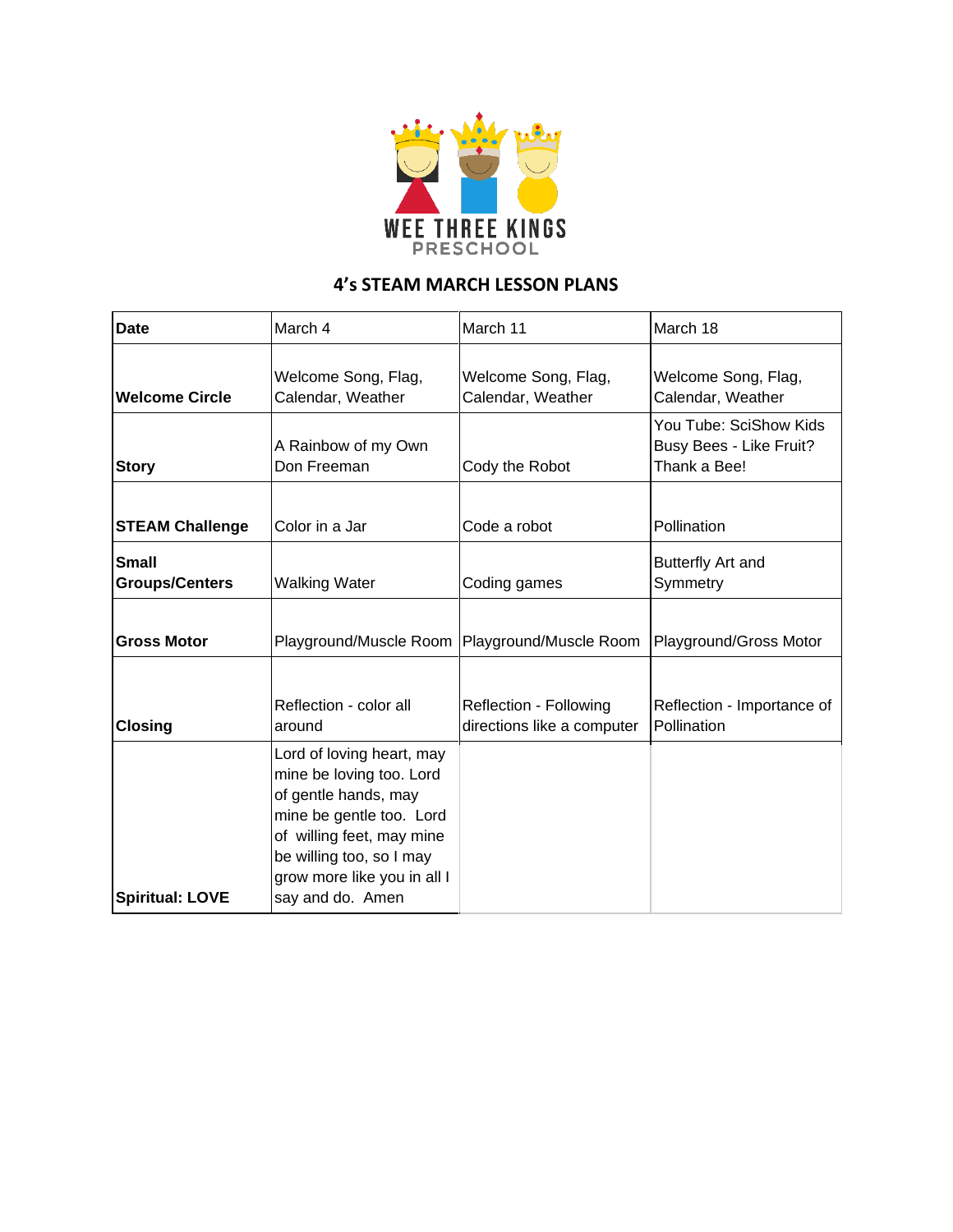WEE THREE KINGS
PRESCHOOL

## 4's STEAM MARCH LESSON PLANS

| **Date** | March 4 | March 11 | March 18 |
|---|---|---|---|
| **Welcome Circle** | Welcome Song, Flag, Calendar, Weather | Welcome Song, Flag, Calendar, Weather | Welcome Song, Flag, Calendar, Weather |
| **Story** | A Rainbow of my Own Don Freeman | Cody the Robot | You Tube: SciShow Kids Busy Bees - Like Fruit? Thank a Bee! |
| **STEAM Challenge** | Color in a Jar | Code a robot | Pollination |
| **Small Groups/Centers** | Walking Water | Coding games | Butterfly Art and Symmetry |
| **Gross Motor** | Playground/Muscle Room | Playground/Muscle Room | Playground/Gross Motor |
| **Closing** | Reflection - color all around | Reflection - Following directions like a computer | Reflection - Importance of Pollination |
| **Spiritual: LOVE** | Lord of loving heart, may mine be loving too. Lord of gentle hands, may mine be gentle too. Lord of willing feet, may mine be willing too, so I may grow more like you in all I say and do. Amen | | |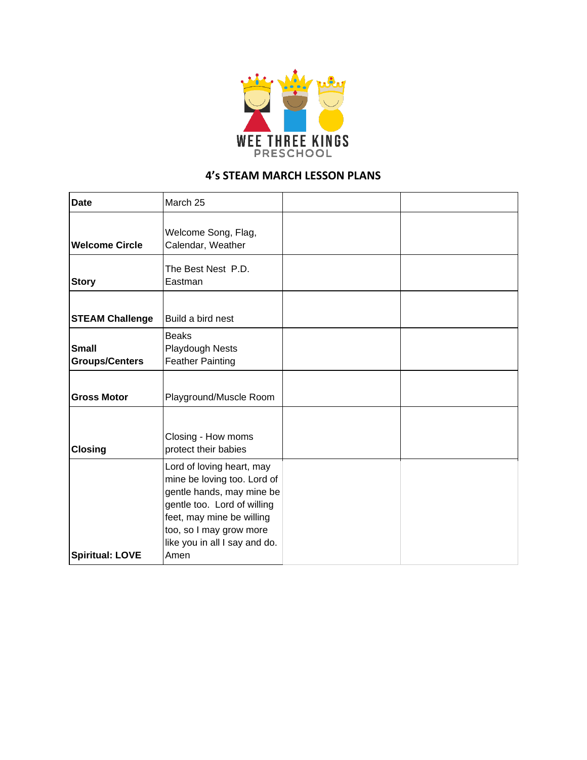WEE THREE KINGS
PRESCHOOL

## 4's STEAM MARCH LESSON PLANS

| | | | |
|---|---|---|---|
| **Date** | March 25 | | |
| **Welcome Circle** | Welcome Song, Flag, Calendar, Weather | | |
| **Story** | The Best Nest P.D. Eastman | | |
| **STEAM Challenge** | Build a bird nest | | |
| **Small Groups/Centers** | Beaks<br>Playdough Nests<br>Feather Painting | | |
| **Gross Motor** | Playground/Muscle Room | | |
| **Closing** | Closing - How moms protect their babies | | |
| **Spiritual: LOVE** | Lord of loving heart, may mine be loving too. Lord of gentle hands, may mine be gentle too. Lord of willing feet, may mine be willing too, so I may grow more like you in all I say and do. Amen | | |